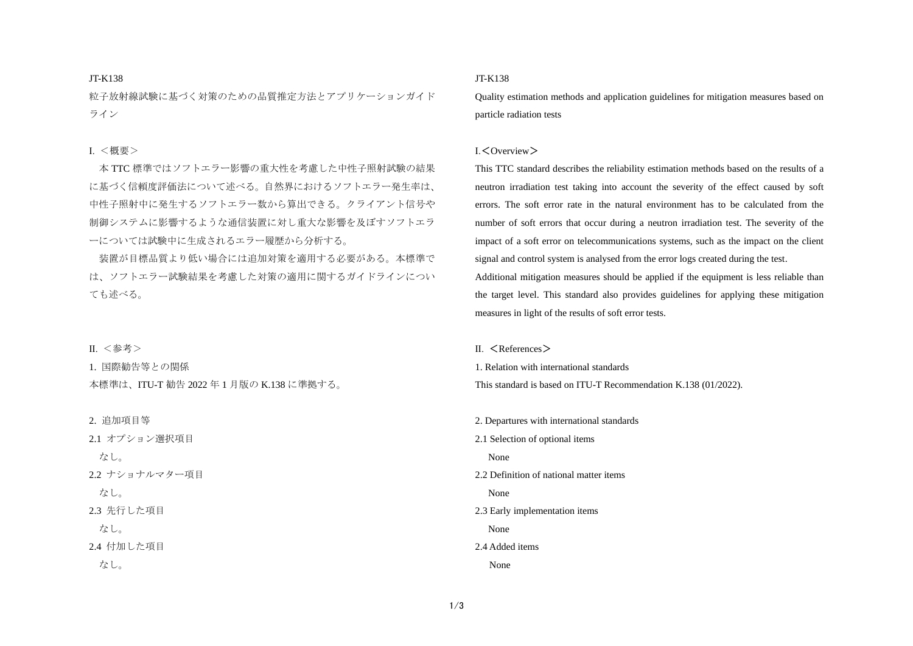JT-K138

粒子放射線試験に基づく対策のための品質推定方法とアプリケーションガイドライン

I. ＜概要＞

本 TTC 標準ではソフトエラー影響の重大性を考慮した中性子照射試験の結果に基づく信頼度評価法について述べる。自然界におけるソフトエラー発生率は、中性子照射中に発生するソフトエラー数から算出できる。クライアント信号や制御システムに影響するような通信装置に対し重大な影響を及ぼすソフトエラーについては試験中に生成されるエラー履歴から分析する。

装置が目標品質より低い場合には追加対策を適用する必要がある。本標準では、ソフトエラー試験結果を考慮した対策の適用に関するガイドラインについても述べる。

II. ＜参考＞

1. 国際勧告等との関係

本標準は、ITU-T 勧告 2022 年 1 月版の K.138 に準拠する。

2. 追加項目等

2.1 オプション選択項目

なし。

2.2 ナショナルマター項目

なし。

2.3 先行した項目

なし。

2.4 付加した項目

なし。

JT-K138

Quality estimation methods and application guidelines for mitigation measures based on particle radiation tests

I.＜Overview＞

This TTC standard describes the reliability estimation methods based on the results of a neutron irradiation test taking into account the severity of the effect caused by soft errors. The soft error rate in the natural environment has to be calculated from the number of soft errors that occur during a neutron irradiation test. The severity of the impact of a soft error on telecommunications systems, such as the impact on the client signal and control system is analysed from the error logs created during the test.

Additional mitigation measures should be applied if the equipment is less reliable than the target level. This standard also provides guidelines for applying these mitigation measures in light of the results of soft error tests.

II. ＜References＞

1. Relation with international standards

This standard is based on ITU-T Recommendation K.138 (01/2022).

2. Departures with international standards

2.1 Selection of optional items

None

2.2 Definition of national matter items

None

2.3 Early implementation items

None

2.4 Added items

None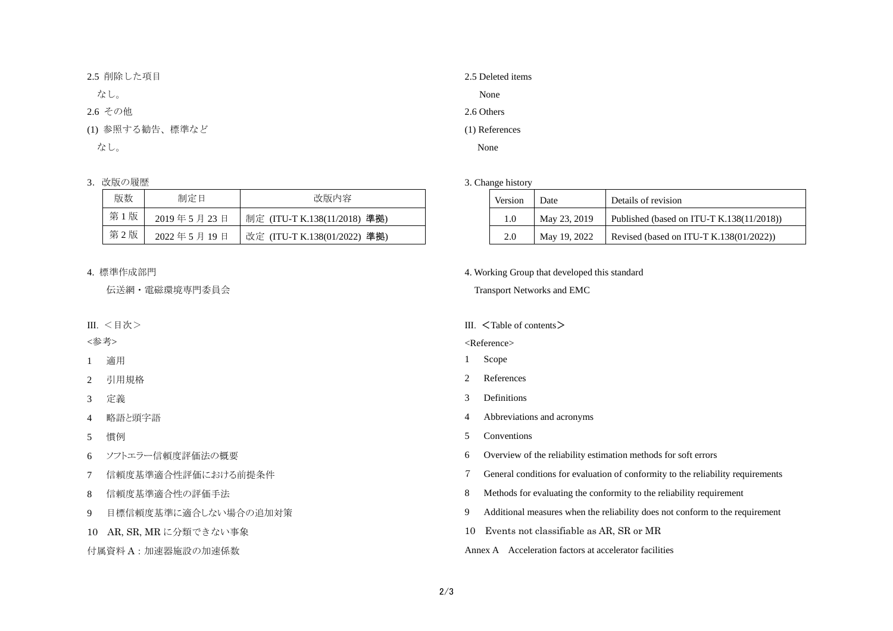2.5 削除した項目

なし。

2.6 その他

(1) 参照する勧告、標準など

なし。

3. 改版の履歴

| 版数 | 制定日 | 改版内容 |
|---|---|---|
| 第 1 版 | 2019 年 5 月 23 日 | 制定 (ITU-T K.138(11/2018) 準拠) |
| 第 2 版 | 2022 年 5 月 19 日 | 改定 (ITU-T K.138(01/2022) 準拠) |

4. 標準作成部門

伝送網・電磁環境専門委員会

III. <目次>

<参考>

1 適用

2 引用規格

3 定義

4 略語と頭字語

5 慣例

6 ソフトエラー信頼度評価法の概要

7 信頼度基準適合性評価における前提条件

8 信頼度基準適合性の評価手法

9 目標信頼度基準に適合しない場合の追加対策

10 AR, SR, MR に分類できない事象

付属資料 A：加速器施設の加速係数

2.5 Deleted items

None

2.6 Others

(1) References

None

3. Change history

| Version | Date | Details of revision |
|---|---|---|
| 1.0 | May 23, 2019 | Published (based on ITU-T K.138(11/2018)) |
| 2.0 | May 19, 2022 | Revised (based on ITU-T K.138(01/2022)) |

4. Working Group that developed this standard

Transport Networks and EMC

III. <Table of contents>

<Reference>

1 Scope

2 References

3 Definitions

4 Abbreviations and acronyms

5 Conventions

6 Overview of the reliability estimation methods for soft errors

7 General conditions for evaluation of conformity to the reliability requirements

8 Methods for evaluating the conformity to the reliability requirement

9 Additional measures when the reliability does not conform to the requirement

10 Events not classifiable as AR, SR or MR

Annex A Acceleration factors at accelerator facilities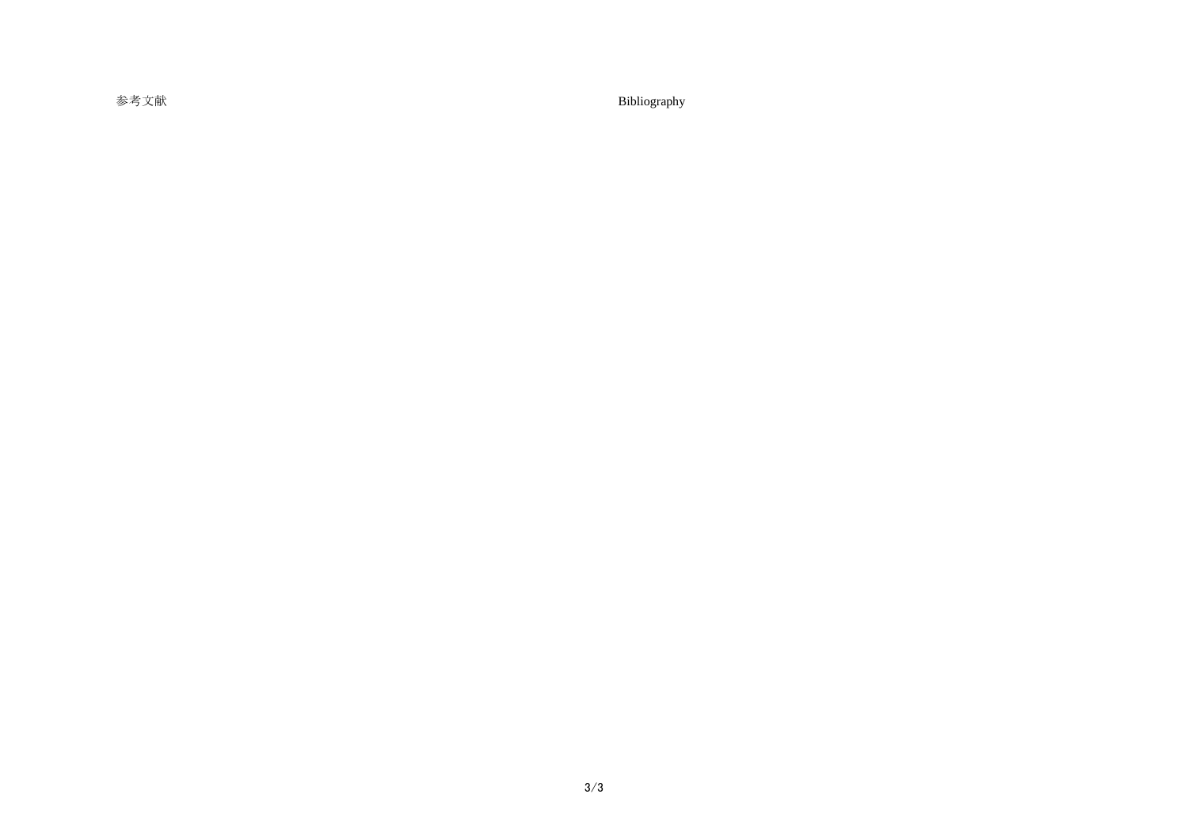参考文献

Bibliography